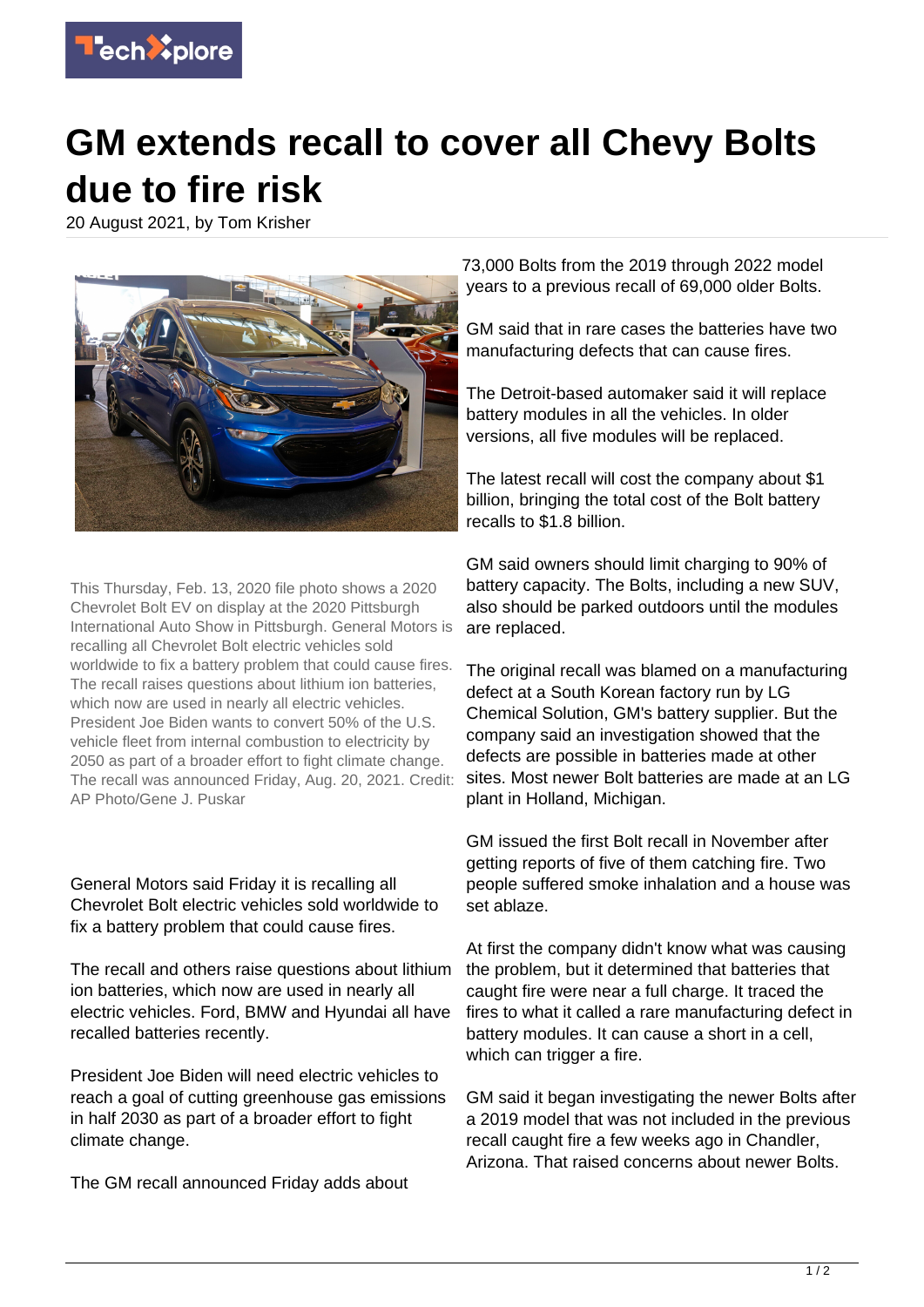# GM extends recall to cover all Chevy Bolts due to fire risk

20 August 2021, by Tom Krisher

This Thursday, Feb. 13, 2020 file photo shows a 2020 Chevrolet Bolt EV on display at the 2020 Pittsburgh International Auto Show in Pittsburgh. General Motors is recalling all Chevrolet Bolt electric vehicles sold worldwide to fix a battery problem that could cause fires. The recall raises questions about lithium ion batteries, which now are used in nearly all electric vehicles. President Joe Biden wants to convert 50% of the U.S. vehicle fleet from internal combustion to electricity by 2050 as part of a broader effort to fight climate change. The recall was announced Friday, Aug. 20, 2021. Credit: AP Photo/Gene J. Puskar

General Motors said Friday it is recalling all Chevrolet Bolt electric vehicles sold worldwide to fix a battery problem that could cause fires.

The recall and others raise questions about lithium ion batteries, which now are used in nearly all electric vehicles. Ford, BMW and Hyundai all have recalled batteries recently.

President Joe Biden will need electric vehicles to reach a goal of cutting greenhouse gas emissions in half 2030 as part of a broader effort to fight climate change.

The GM recall announced Friday adds about 73,000 Bolts from the 2019 through 2022 model years to a previous recall of 69,000 older Bolts.

GM said that in rare cases the batteries have two manufacturing defects that can cause fires.

The Detroit-based automaker said it will replace battery modules in all the vehicles. In older versions, all five modules will be replaced.

The latest recall will cost the company about $1 billion, bringing the total cost of the Bolt battery recalls to $1.8 billion.

GM said owners should limit charging to 90% of battery capacity. The Bolts, including a new SUV, also should be parked outdoors until the modules are replaced.

The original recall was blamed on a manufacturing defect at a South Korean factory run by LG Chemical Solution, GM's battery supplier. But the company said an investigation showed that the defects are possible in batteries made at other sites. Most newer Bolt batteries are made at an LG plant in Holland, Michigan.

GM issued the first Bolt recall in November after getting reports of five of them catching fire. Two people suffered smoke inhalation and a house was set ablaze.

At first the company didn't know what was causing the problem, but it determined that batteries that caught fire were near a full charge. It traced the fires to what it called a rare manufacturing defect in battery modules. It can cause a short in a cell, which can trigger a fire.

GM said it began investigating the newer Bolts after a 2019 model that was not included in the previous recall caught fire a few weeks ago in Chandler, Arizona. That raised concerns about newer Bolts.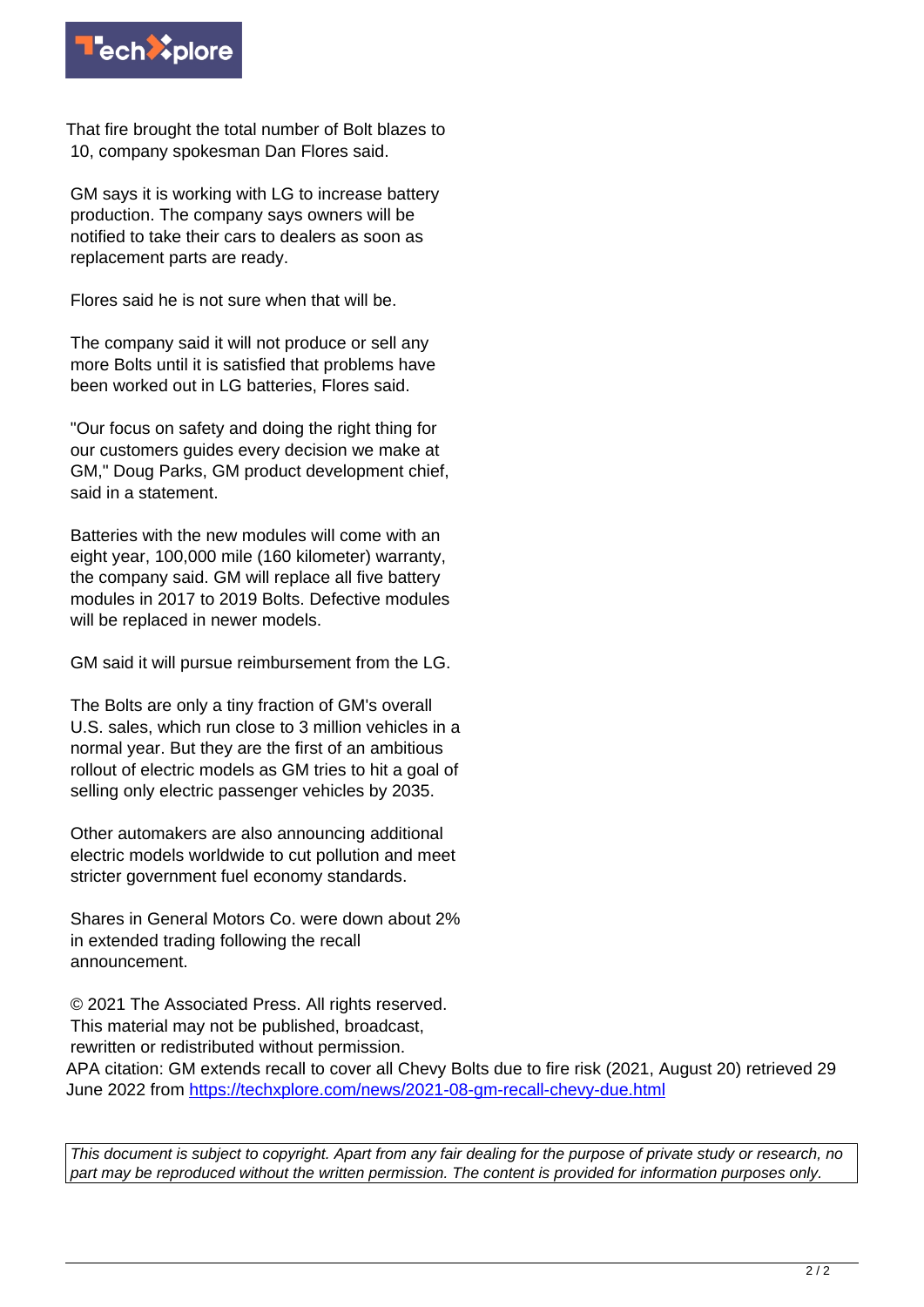That fire brought the total number of Bolt blazes to 10, company spokesman Dan Flores said.

GM says it is working with LG to increase battery production. The company says owners will be notified to take their cars to dealers as soon as replacement parts are ready.

Flores said he is not sure when that will be.

The company said it will not produce or sell any more Bolts until it is satisfied that problems have been worked out in LG batteries, Flores said.

"Our focus on safety and doing the right thing for our customers guides every decision we make at GM," Doug Parks, GM product development chief, said in a statement.

Batteries with the new modules will come with an eight year, 100,000 mile (160 kilometer) warranty, the company said. GM will replace all five battery modules in 2017 to 2019 Bolts. Defective modules will be replaced in newer models.

GM said it will pursue reimbursement from the LG.

The Bolts are only a tiny fraction of GM's overall U.S. sales, which run close to 3 million vehicles in a normal year. But they are the first of an ambitious rollout of electric models as GM tries to hit a goal of selling only electric passenger vehicles by 2035.

Other automakers are also announcing additional electric models worldwide to cut pollution and meet stricter government fuel economy standards.

Shares in General Motors Co. were down about 2% in extended trading following the recall announcement.

© 2021 The Associated Press. All rights reserved. This material may not be published, broadcast, rewritten or redistributed without permission.

APA citation: GM extends recall to cover all Chevy Bolts due to fire risk (2021, August 20) retrieved 29 June 2022 from https://techxplore.com/news/2021-08-gm-recall-chevy-due.html

*This document is subject to copyright. Apart from any fair dealing for the purpose of private study or research, no part may be reproduced without the written permission. The content is provided for information purposes only.*